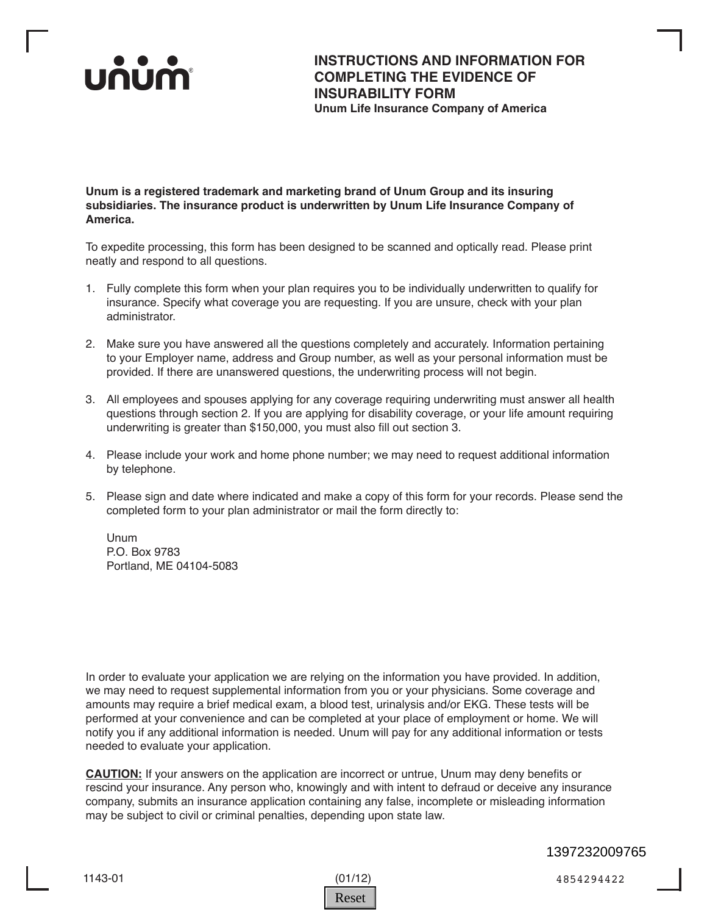unum

# INSTRUCTIONS AND INFORMATION FOR COMPLETING THE EVIDENCE OF INSURABILITY FORM

**Unum Life Insurance Company of America**

**Unum is a registered trademark and marketing brand of Unum Group and its insuring subsidiaries. The insurance product is underwritten by Unum Life Insurance Company of America.**

To expedite processing, this form has been designed to be scanned and optically read. Please print neatly and respond to all questions.

1. Fully complete this form when your plan requires you to be individually underwritten to qualify for insurance. Specify what coverage you are requesting. If you are unsure, check with your plan administrator.

2. Make sure you have answered all the questions completely and accurately. Information pertaining to your Employer name, address and Group number, as well as your personal information must be provided. If there are unanswered questions, the underwriting process will not begin.

3. All employees and spouses applying for any coverage requiring underwriting must answer all health questions through section 2. If you are applying for disability coverage, or your life amount requiring underwriting is greater than $150,000, you must also fill out section 3.

4. Please include your work and home phone number; we may need to request additional information by telephone.

5. Please sign and date where indicated and make a copy of this form for your records. Please send the completed form to your plan administrator or mail the form directly to:

   Unum
   P.O. Box 9783
   Portland, ME 04104-5083

In order to evaluate your application we are relying on the information you have provided. In addition, we may need to request supplemental information from you or your physicians. Some coverage and amounts may require a brief medical exam, a blood test, urinalysis and/or EKG. These tests will be performed at your convenience and can be completed at your place of employment or home. We will notify you if any additional information is needed. Unum will pay for any additional information or tests needed to evaluate your application.

**CAUTION:** If your answers on the application are incorrect or untrue, Unum may deny benefits or rescind your insurance. Any person who, knowingly and with intent to defraud or deceive any insurance company, submits an insurance application containing any false, incomplete or misleading information may be subject to civil or criminal penalties, depending upon state law.

1397232009765

1143-01 (01/12) 4854294422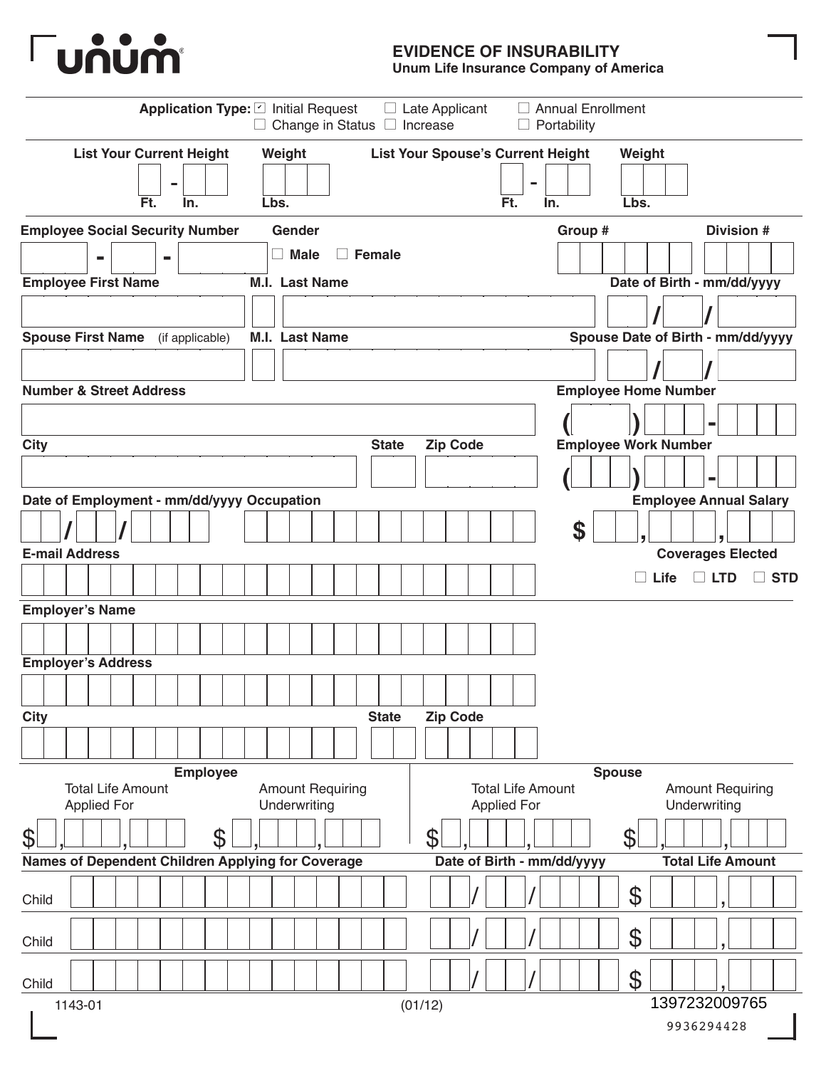# EVIDENCE OF INSURABILITY

**Unum Life Insurance Company of America**

**Application Type:** ☑ Initial Request ☐ Late Applicant ☐ Annual Enrollment ☐ Change in Status ☐ Increase ☐ Portability

| List Your Current Height | Weight | List Your Spouse's Current Height | Weight |
|---|---|---|---|
| Ft. - In. | Lbs. | Ft. - In. | Lbs. |

| Employee Social Security Number | Gender | Group # | Division # |
|---|---|---|---|
| - - | ☐ Male ☐ Female | | |

| Employee First Name | M.I. | Last Name | Date of Birth - mm/dd/yyyy |
|---|---|---|---|
| | | | / / |

| Spouse First Name (if applicable) | M.I. | Last Name | Spouse Date of Birth - mm/dd/yyyy |
|---|---|---|---|
| | | | / / |

| Number & Street Address | Employee Home Number |
|---|---|
| | ( ) - |

| City | State | Zip Code | Employee Work Number |
|---|---|---|---|
| | | | ( ) - |

| Date of Employment - mm/dd/yyyy | Occupation | Employee Annual Salary |
|---|---|---|
| / / | | $ , , |

| E-mail Address | Coverages Elected |
|---|---|
| | ☐ Life ☐ LTD ☐ STD |

| Employer's Name |
|---|
| |

| Employer's Address |
|---|
| |

| City | State | Zip Code |
|---|---|---|
| | | |

| Employee | | Spouse | |
|---|---|---|---|
| Total Life Amount Applied For | Amount Requiring Underwriting | Total Life Amount Applied For | Amount Requiring Underwriting |
| $ , , | $ , , | $ , , | $ , , |

| Names of Dependent Children Applying for Coverage | Date of Birth - mm/dd/yyyy | Total Life Amount |
|---|---|---|
| Child | / / | $ , |
| Child | / / | $ , |
| Child | / / | $ , |

1143-01 (01/12) 1397232009765

9936294428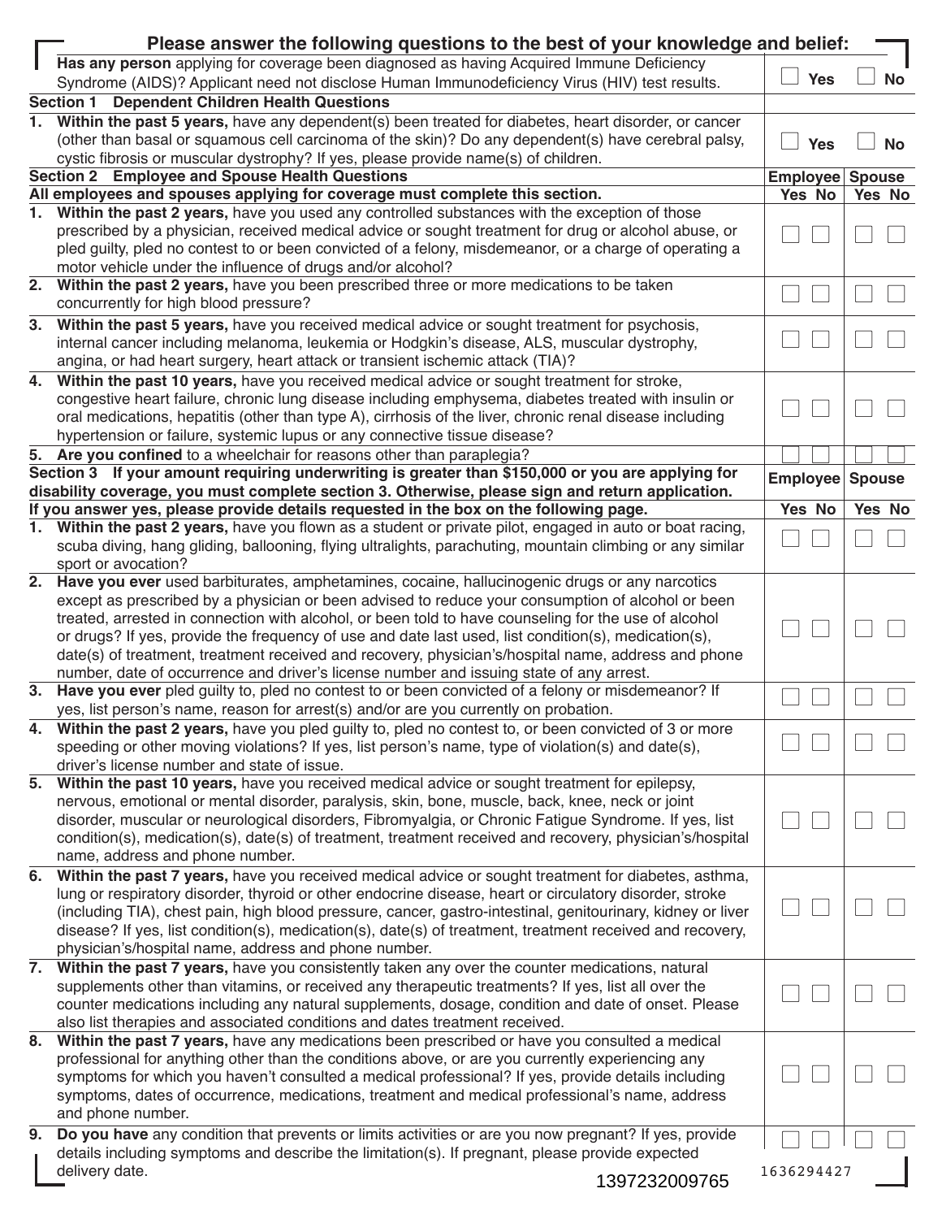## Please answer the following questions to the best of your knowledge and belief:

| Question | Yes | No |
|---|---|---|
| **Has any person** applying for coverage been diagnosed as having Acquired Immune Deficiency Syndrome (AIDS)? Applicant need not disclose Human Immunodeficiency Virus (HIV) test results. | ☐ Yes | ☐ No |

### Section 1 Dependent Children Health Questions

| Question | Yes | No |
|---|---|---|
| 1. **Within the past 5 years,** have any dependent(s) been treated for diabetes, heart disorder, or cancer (other than basal or squamous cell carcinoma of the skin)? Do any dependent(s) have cerebral palsy, cystic fibrosis or muscular dystrophy? If yes, please provide name(s) of children. | ☐ Yes | ☐ No |

### Section 2 Employee and Spouse Health Questions

| All employees and spouses applying for coverage must complete this section. | Employee Yes | Employee No | Spouse Yes | Spouse No |
|---|---|---|---|---|
| 1. **Within the past 2 years,** have you used any controlled substances with the exception of those prescribed by a physician, received medical advice or sought treatment for drug or alcohol abuse, or pled guilty, pled no contest to or been convicted of a felony, misdemeanor, or a charge of operating a motor vehicle under the influence of drugs and/or alcohol? | ☐ | ☐ | ☐ | ☐ |
| 2. **Within the past 2 years,** have you been prescribed three or more medications to be taken concurrently for high blood pressure? | ☐ | ☐ | ☐ | ☐ |
| 3. **Within the past 5 years,** have you received medical advice or sought treatment for psychosis, internal cancer including melanoma, leukemia or Hodgkin's disease, ALS, muscular dystrophy, angina, or had heart surgery, heart attack or transient ischemic attack (TIA)? | ☐ | ☐ | ☐ | ☐ |
| 4. **Within the past 10 years,** have you received medical advice or sought treatment for stroke, congestive heart failure, chronic lung disease including emphysema, diabetes treated with insulin or oral medications, hepatitis (other than type A), cirrhosis of the liver, chronic renal disease including hypertension or failure, systemic lupus or any connective tissue disease? | ☐ | ☐ | ☐ | ☐ |
| 5. **Are you confined** to a wheelchair for reasons other than paraplegia? | ☐ | ☐ | ☐ | ☐ |

### Section 3 If your amount requiring underwriting is greater than $150,000 or you are applying for disability coverage, you must complete section 3. Otherwise, please sign and return application.

| If you answer yes, please provide details requested in the box on the following page. | Employee Yes | Employee No | Spouse Yes | Spouse No |
|---|---|---|---|---|
| 1. **Within the past 2 years,** have you flown as a student or private pilot, engaged in auto or boat racing, scuba diving, hang gliding, ballooning, flying ultralights, parachuting, mountain climbing or any similar sport or avocation? | ☐ | ☐ | ☐ | ☐ |
| 2. **Have you ever** used barbiturates, amphetamines, cocaine, hallucinogenic drugs or any narcotics except as prescribed by a physician or been advised to reduce your consumption of alcohol or been treated, arrested in connection with alcohol, or been told to have counseling for the use of alcohol or drugs? If yes, provide the frequency of use and date last used, list condition(s), medication(s), date(s) of treatment, treatment received and recovery, physician's/hospital name, address and phone number, date of occurrence and driver's license number and issuing state of any arrest. | ☐ | ☐ | ☐ | ☐ |
| 3. **Have you ever** pled guilty to, pled no contest to or been convicted of a felony or misdemeanor? If yes, list person's name, reason for arrest(s) and/or are you currently on probation. | ☐ | ☐ | ☐ | ☐ |
| 4. **Within the past 2 years,** have you pled guilty to, pled no contest to, or been convicted of 3 or more speeding or other moving violations? If yes, list person's name, type of violation(s) and date(s), driver's license number and state of issue. | ☐ | ☐ | ☐ | ☐ |
| 5. **Within the past 10 years,** have you received medical advice or sought treatment for epilepsy, nervous, emotional or mental disorder, paralysis, skin, bone, muscle, back, knee, neck or joint disorder, muscular or neurological disorders, Fibromyalgia, or Chronic Fatigue Syndrome. If yes, list condition(s), medication(s), date(s) of treatment, treatment received and recovery, physician's/hospital name, address and phone number. | ☐ | ☐ | ☐ | ☐ |
| 6. **Within the past 7 years,** have you received medical advice or sought treatment for diabetes, asthma, lung or respiratory disorder, thyroid or other endocrine disease, heart or circulatory disorder, stroke (including TIA), chest pain, high blood pressure, cancer, gastro-intestinal, genitourinary, kidney or liver disease? If yes, list condition(s), medication(s), date(s) of treatment, treatment received and recovery, physician's/hospital name, address and phone number. | ☐ | ☐ | ☐ | ☐ |
| 7. **Within the past 7 years,** have you consistently taken any over the counter medications, natural supplements other than vitamins, or received any therapeutic treatments? If yes, list all over the counter medications including any natural supplements, dosage, condition and date of onset. Please also list therapies and associated conditions and dates treatment received. | ☐ | ☐ | ☐ | ☐ |
| 8. **Within the past 7 years,** have any medications been prescribed or have you consulted a medical professional for anything other than the conditions above, or are you currently experiencing any symptoms for which you haven't consulted a medical professional? If yes, provide details including symptoms, dates of occurrence, medications, treatment and medical professional's name, address and phone number. | ☐ | ☐ | ☐ | ☐ |
| 9. **Do you have** any condition that prevents or limits activities or are you now pregnant? If yes, provide details including symptoms and describe the limitation(s). If pregnant, please provide expected delivery date. | ☐ | ☐ | ☐ | ☐ |

1636294427

1397232009765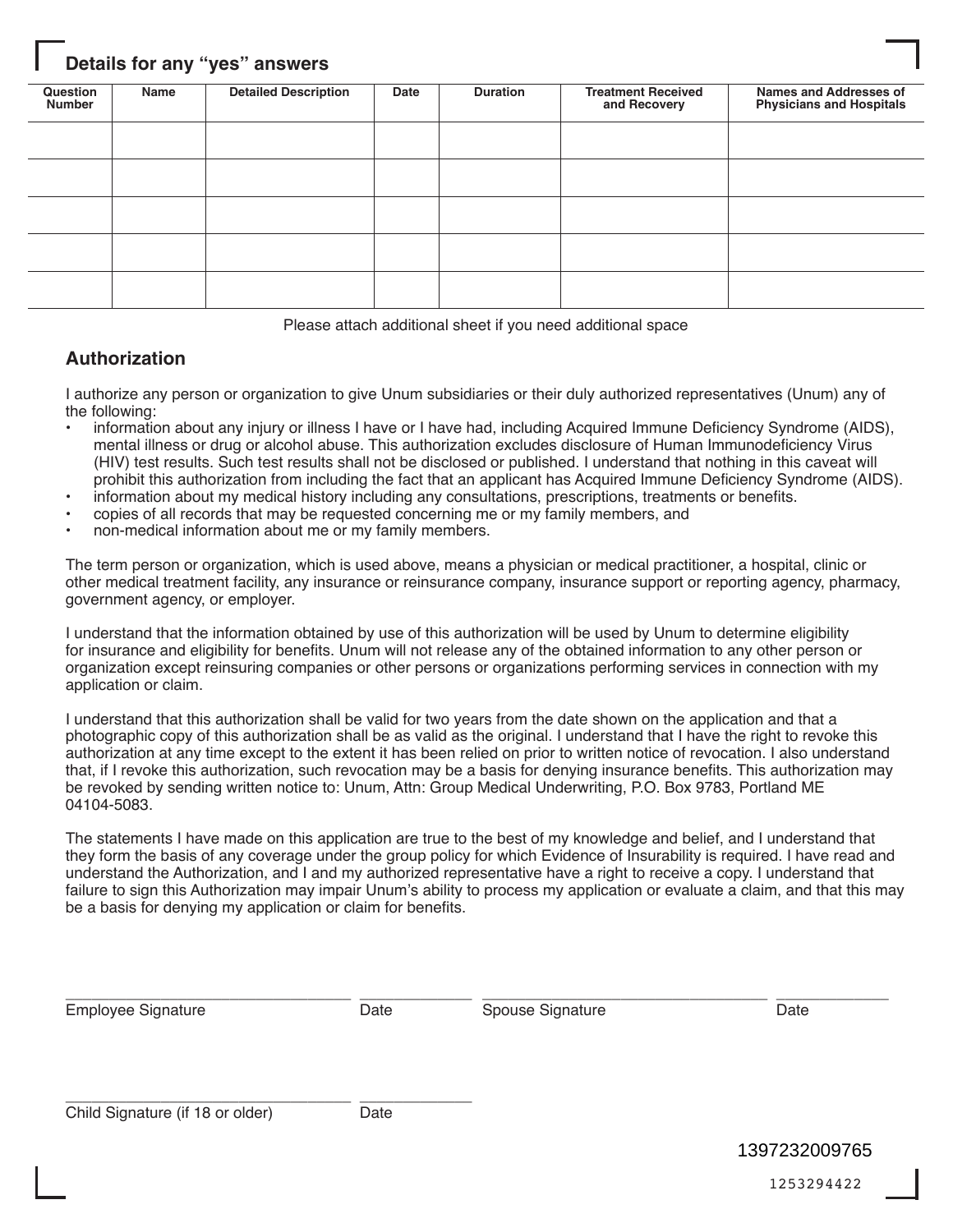## Details for any "yes" answers

| Question Number | Name | Detailed Description | Date | Duration | Treatment Received and Recovery | Names and Addresses of Physicians and Hospitals |
|---|---|---|---|---|---|---|
| | | | | | | |
| | | | | | | |
| | | | | | | |
| | | | | | | |
| | | | | | | |

Please attach additional sheet if you need additional space

## Authorization

I authorize any person or organization to give Unum subsidiaries or their duly authorized representatives (Unum) any of the following:

- information about any injury or illness I have or I have had, including Acquired Immune Deficiency Syndrome (AIDS), mental illness or drug or alcohol abuse. This authorization excludes disclosure of Human Immunodeficiency Virus (HIV) test results. Such test results shall not be disclosed or published. I understand that nothing in this caveat will prohibit this authorization from including the fact that an applicant has Acquired Immune Deficiency Syndrome (AIDS).
- information about my medical history including any consultations, prescriptions, treatments or benefits.
- copies of all records that may be requested concerning me or my family members, and
- non-medical information about me or my family members.

The term person or organization, which is used above, means a physician or medical practitioner, a hospital, clinic or other medical treatment facility, any insurance or reinsurance company, insurance support or reporting agency, pharmacy, government agency, or employer.

I understand that the information obtained by use of this authorization will be used by Unum to determine eligibility for insurance and eligibility for benefits. Unum will not release any of the obtained information to any other person or organization except reinsuring companies or other persons or organizations performing services in connection with my application or claim.

I understand that this authorization shall be valid for two years from the date shown on the application and that a photographic copy of this authorization shall be as valid as the original. I understand that I have the right to revoke this authorization at any time except to the extent it has been relied on prior to written notice of revocation. I also understand that, if I revoke this authorization, such revocation may be a basis for denying insurance benefits. This authorization may be revoked by sending written notice to: Unum, Attn: Group Medical Underwriting, P.O. Box 9783, Portland ME 04104-5083.

The statements I have made on this application are true to the best of my knowledge and belief, and I understand that they form the basis of any coverage under the group policy for which Evidence of Insurability is required. I have read and understand the Authorization, and I and my authorized representative have a right to receive a copy. I understand that failure to sign this Authorization may impair Unum's ability to process my application or evaluate a claim, and that this may be a basis for denying my application or claim for benefits.

\_\_\_\_\_\_\_\_\_\_\_\_\_\_\_\_\_\_\_\_\_\_\_\_\_\_\_\_\_\_ \_\_\_\_\_\_\_\_\_\_\_\_ \_\_\_\_\_\_\_\_\_\_\_\_\_\_\_\_\_\_\_\_\_\_\_\_\_\_\_\_\_\_ \_\_\_\_\_\_\_\_\_\_\_\_

Employee Signature    Date    Spouse Signature    Date

\_\_\_\_\_\_\_\_\_\_\_\_\_\_\_\_\_\_\_\_\_\_\_\_\_\_\_\_\_\_ \_\_\_\_\_\_\_\_\_\_\_\_

Child Signature (if 18 or older)    Date

1397232009765

1253294422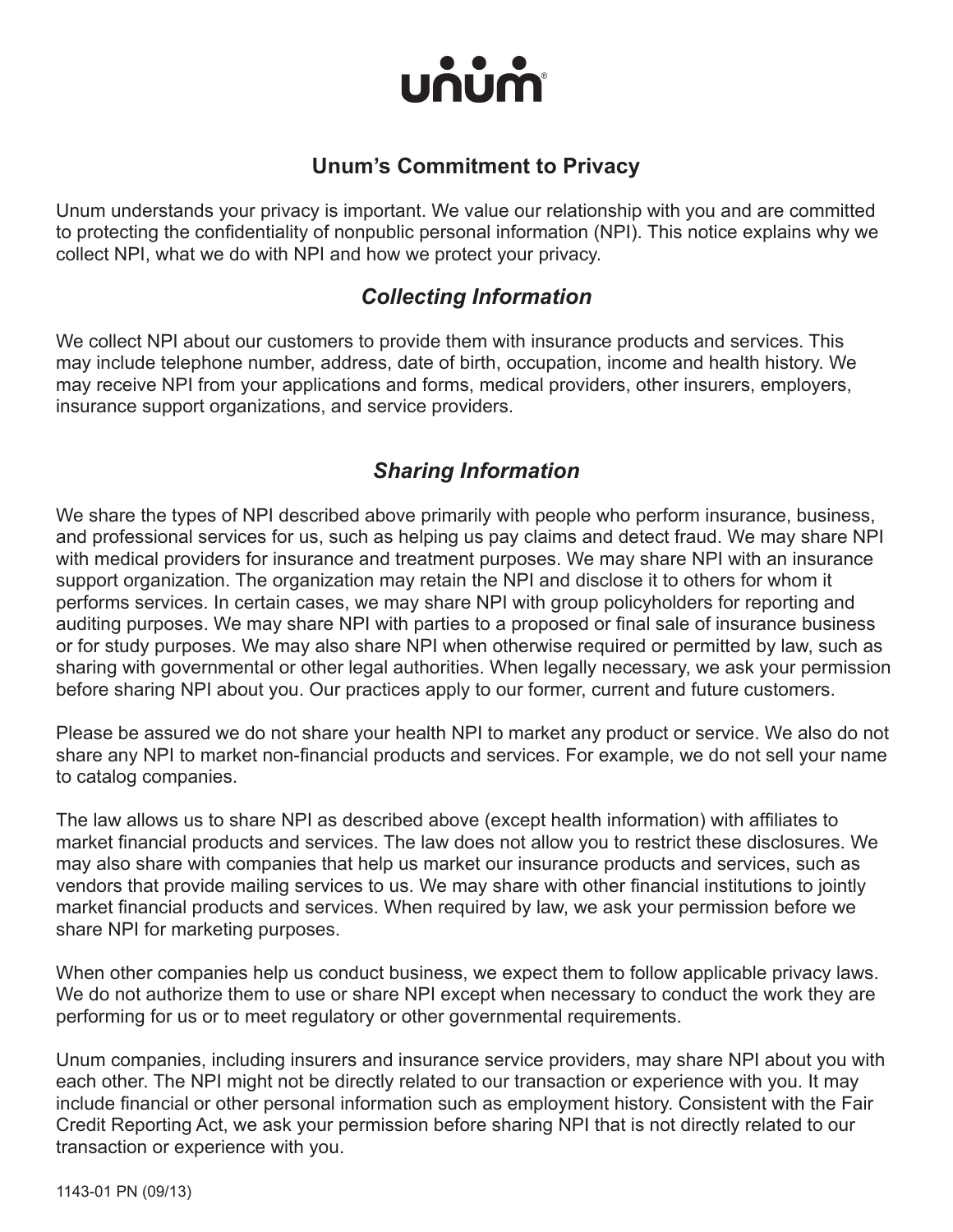# unum

## Unum's Commitment to Privacy

Unum understands your privacy is important. We value our relationship with you and are committed to protecting the confidentiality of nonpublic personal information (NPI). This notice explains why we collect NPI, what we do with NPI and how we protect your privacy.

### *Collecting Information*

We collect NPI about our customers to provide them with insurance products and services. This may include telephone number, address, date of birth, occupation, income and health history. We may receive NPI from your applications and forms, medical providers, other insurers, employers, insurance support organizations, and service providers.

### *Sharing Information*

We share the types of NPI described above primarily with people who perform insurance, business, and professional services for us, such as helping us pay claims and detect fraud. We may share NPI with medical providers for insurance and treatment purposes. We may share NPI with an insurance support organization. The organization may retain the NPI and disclose it to others for whom it performs services. In certain cases, we may share NPI with group policyholders for reporting and auditing purposes. We may share NPI with parties to a proposed or final sale of insurance business or for study purposes. We may also share NPI when otherwise required or permitted by law, such as sharing with governmental or other legal authorities. When legally necessary, we ask your permission before sharing NPI about you. Our practices apply to our former, current and future customers.

Please be assured we do not share your health NPI to market any product or service. We also do not share any NPI to market non-financial products and services. For example, we do not sell your name to catalog companies.

The law allows us to share NPI as described above (except health information) with affiliates to market financial products and services. The law does not allow you to restrict these disclosures. We may also share with companies that help us market our insurance products and services, such as vendors that provide mailing services to us. We may share with other financial institutions to jointly market financial products and services. When required by law, we ask your permission before we share NPI for marketing purposes.

When other companies help us conduct business, we expect them to follow applicable privacy laws. We do not authorize them to use or share NPI except when necessary to conduct the work they are performing for us or to meet regulatory or other governmental requirements.

Unum companies, including insurers and insurance service providers, may share NPI about you with each other. The NPI might not be directly related to our transaction or experience with you. It may include financial or other personal information such as employment history. Consistent with the Fair Credit Reporting Act, we ask your permission before sharing NPI that is not directly related to our transaction or experience with you.

1143-01 PN (09/13)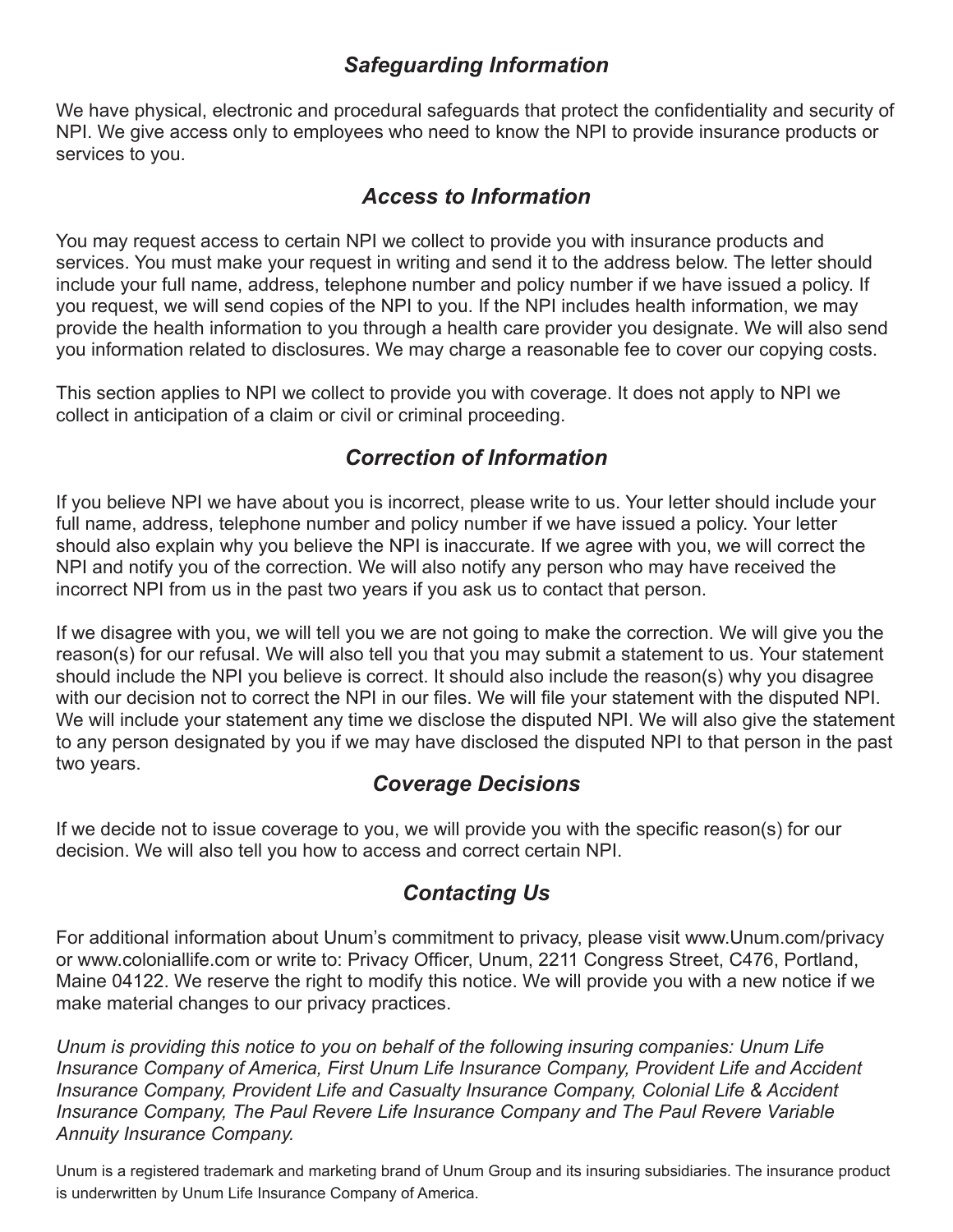## *Safeguarding Information*

We have physical, electronic and procedural safeguards that protect the confidentiality and security of NPI. We give access only to employees who need to know the NPI to provide insurance products or services to you.

## *Access to Information*

You may request access to certain NPI we collect to provide you with insurance products and services. You must make your request in writing and send it to the address below. The letter should include your full name, address, telephone number and policy number if we have issued a policy. If you request, we will send copies of the NPI to you. If the NPI includes health information, we may provide the health information to you through a health care provider you designate. We will also send you information related to disclosures. We may charge a reasonable fee to cover our copying costs.

This section applies to NPI we collect to provide you with coverage. It does not apply to NPI we collect in anticipation of a claim or civil or criminal proceeding.

## *Correction of Information*

If you believe NPI we have about you is incorrect, please write to us. Your letter should include your full name, address, telephone number and policy number if we have issued a policy. Your letter should also explain why you believe the NPI is inaccurate. If we agree with you, we will correct the NPI and notify you of the correction. We will also notify any person who may have received the incorrect NPI from us in the past two years if you ask us to contact that person.

If we disagree with you, we will tell you we are not going to make the correction. We will give you the reason(s) for our refusal. We will also tell you that you may submit a statement to us. Your statement should include the NPI you believe is correct. It should also include the reason(s) why you disagree with our decision not to correct the NPI in our files. We will file your statement with the disputed NPI. We will include your statement any time we disclose the disputed NPI. We will also give the statement to any person designated by you if we may have disclosed the disputed NPI to that person in the past two years.

## *Coverage Decisions*

If we decide not to issue coverage to you, we will provide you with the specific reason(s) for our decision. We will also tell you how to access and correct certain NPI.

## *Contacting Us*

For additional information about Unum's commitment to privacy, please visit www.Unum.com/privacy or www.coloniallife.com or write to: Privacy Officer, Unum, 2211 Congress Street, C476, Portland, Maine 04122. We reserve the right to modify this notice. We will provide you with a new notice if we make material changes to our privacy practices.

*Unum is providing this notice to you on behalf of the following insuring companies: Unum Life Insurance Company of America, First Unum Life Insurance Company, Provident Life and Accident Insurance Company, Provident Life and Casualty Insurance Company, Colonial Life & Accident Insurance Company, The Paul Revere Life Insurance Company and The Paul Revere Variable Annuity Insurance Company.*

Unum is a registered trademark and marketing brand of Unum Group and its insuring subsidiaries. The insurance product is underwritten by Unum Life Insurance Company of America.